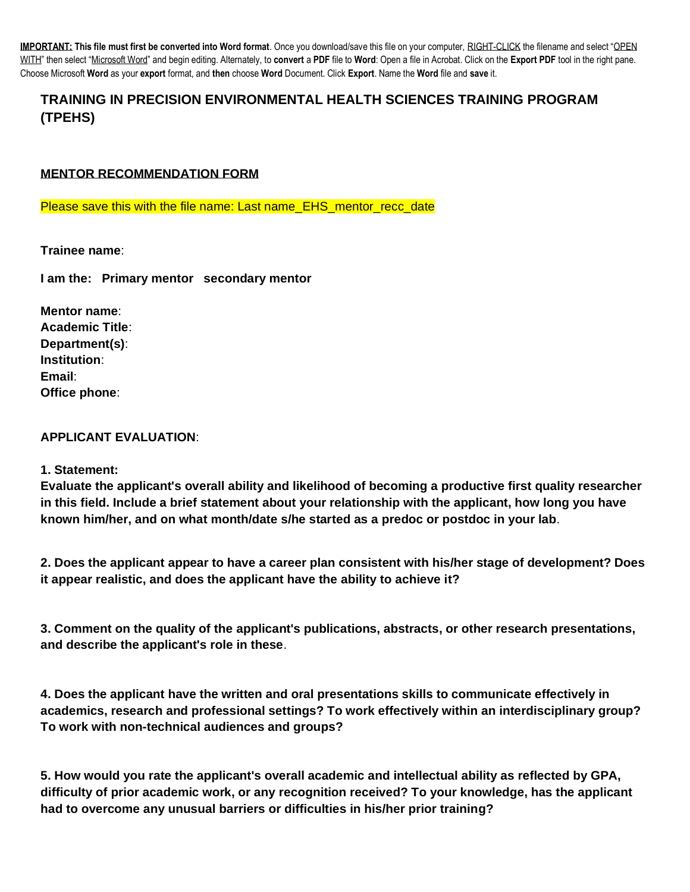**IMPORTANT: This file must first be converted into Word format**. Once you download/save this file on your computer, RIGHT-CLICK the filename and select "OPEN WITH" then select "Microsoft Word" and begin editing. Alternately, to **convert** a **PDF** file to **Word**: Open a file in Acrobat. Click on the **Export PDF** tool in the right pane. Choose Microsoft **Word** as your **export** format, and **then** choose **Word** Document. Click **Export**. Name the **Word** file and **save** it.

## TRAINING IN PRECISION ENVIRONMENTAL HEALTH SCIENCES TRAINING PROGRAM (TPEHS)

### MENTOR RECOMMENDATION FORM

Please save this with the file name: Last name_EHS_mentor_recc_date

**Trainee name**:

**I am the: Primary mentor secondary mentor**

**Mentor name**:
**Academic Title**:
**Department(s)**:
**Institution**:
**Email**:
**Office phone**:

**APPLICANT EVALUATION**:

**1. Statement:**
**Evaluate the applicant's overall ability and likelihood of becoming a productive first quality researcher in this field. Include a brief statement about your relationship with the applicant, how long you have known him/her, and on what month/date s/he started as a predoc or postdoc in your lab**.

**2. Does the applicant appear to have a career plan consistent with his/her stage of development? Does it appear realistic, and does the applicant have the ability to achieve it?**

**3. Comment on the quality of the applicant's publications, abstracts, or other research presentations, and describe the applicant's role in these**.

**4. Does the applicant have the written and oral presentations skills to communicate effectively in academics, research and professional settings? To work effectively within an interdisciplinary group? To work with non-technical audiences and groups?**

**5. How would you rate the applicant's overall academic and intellectual ability as reflected by GPA, difficulty of prior academic work, or any recognition received? To your knowledge, has the applicant had to overcome any unusual barriers or difficulties in his/her prior training?**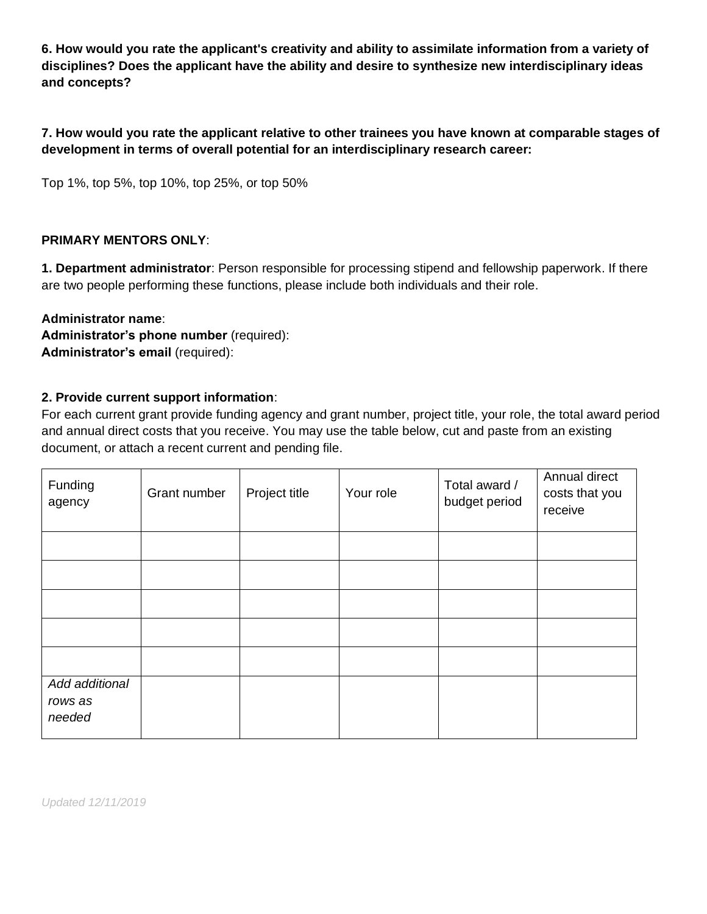**6. How would you rate the applicant's creativity and ability to assimilate information from a variety of disciplines? Does the applicant have the ability and desire to synthesize new interdisciplinary ideas and concepts?**

**7. How would you rate the applicant relative to other trainees you have known at comparable stages of development in terms of overall potential for an interdisciplinary research career:**

Top 1%, top 5%, top 10%, top 25%, or top 50%

**PRIMARY MENTORS ONLY**:

**1. Department administrator**: Person responsible for processing stipend and fellowship paperwork. If there are two people performing these functions, please include both individuals and their role.

**Administrator name**:
**Administrator's phone number** (required):
**Administrator's email** (required):

**2. Provide current support information**:
For each current grant provide funding agency and grant number, project title, your role, the total award period and annual direct costs that you receive. You may use the table below, cut and paste from an existing document, or attach a recent current and pending file.

| Funding agency | Grant number | Project title | Your role | Total award / budget period | Annual direct costs that you receive |
|---|---|---|---|---|---|
| | | | | | |
| | | | | | |
| | | | | | |
| | | | | | |
| | | | | | |
| *Add additional rows as needed* | | | | | |

*Updated 12/11/2019*